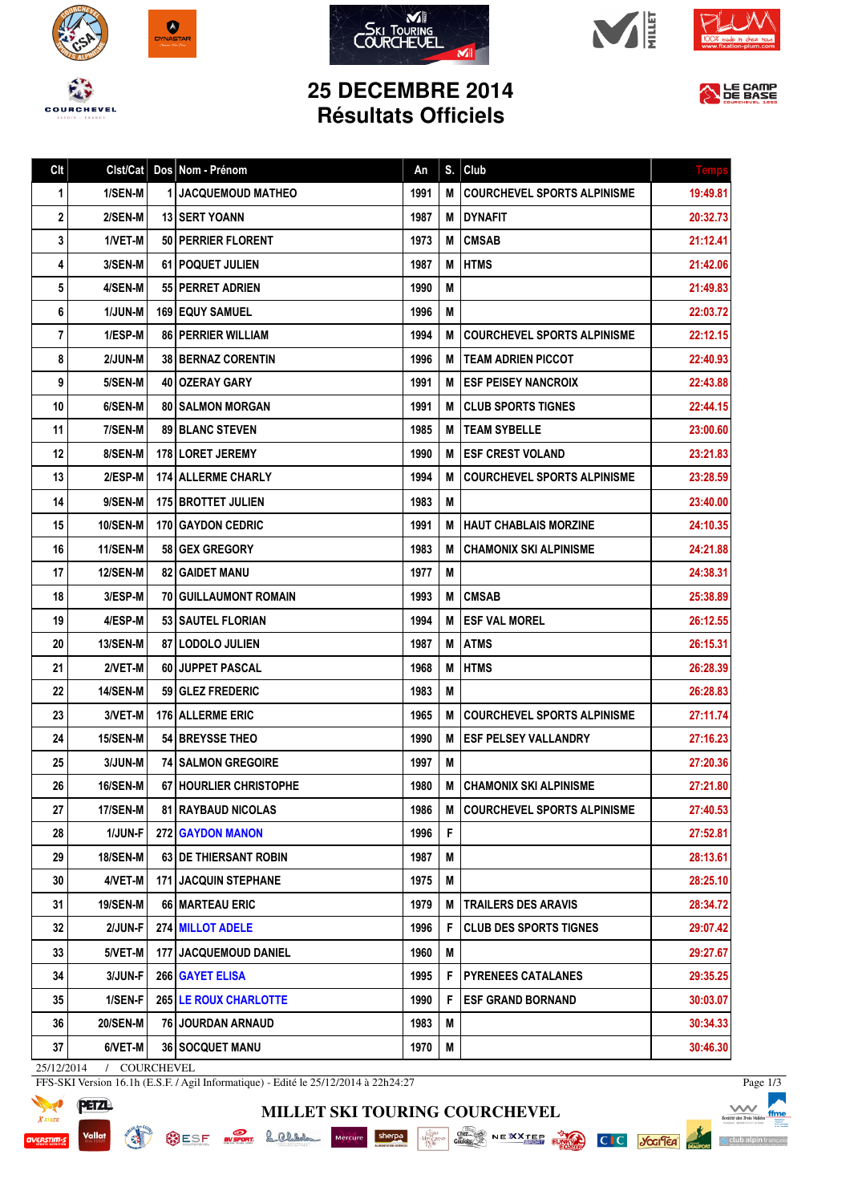# 25 DECEMBRE 2014
## Résultats Officiels

| Clt | Clst/Cat | Dos | Nom - Prénom | An | S. | Club | Temps |
|---|---|---|---|---|---|---|---|
| 1 | 1/SEN-M | 1 | JACQUEMOUD MATHEO | 1991 | M | COURCHEVEL SPORTS ALPINISME | 19:49.81 |
| 2 | 2/SEN-M | 13 | SERT YOANN | 1987 | M | DYNAFIT | 20:32.73 |
| 3 | 1/VET-M | 50 | PERRIER FLORENT | 1973 | M | CMSAB | 21:12.41 |
| 4 | 3/SEN-M | 61 | POQUET JULIEN | 1987 | M | HTMS | 21:42.06 |
| 5 | 4/SEN-M | 55 | PERRET ADRIEN | 1990 | M | | 21:49.83 |
| 6 | 1/JUN-M | 169 | EQUY SAMUEL | 1996 | M | | 22:03.72 |
| 7 | 1/ESP-M | 86 | PERRIER WILLIAM | 1994 | M | COURCHEVEL SPORTS ALPINISME | 22:12.15 |
| 8 | 2/JUN-M | 38 | BERNAZ CORENTIN | 1996 | M | TEAM ADRIEN PICCOT | 22:40.93 |
| 9 | 5/SEN-M | 40 | OZERAY GARY | 1991 | M | ESF PEISEY NANCROIX | 22:43.88 |
| 10 | 6/SEN-M | 80 | SALMON MORGAN | 1991 | M | CLUB SPORTS TIGNES | 22:44.15 |
| 11 | 7/SEN-M | 89 | BLANC STEVEN | 1985 | M | TEAM SYBELLE | 23:00.60 |
| 12 | 8/SEN-M | 178 | LORET JEREMY | 1990 | M | ESF CREST VOLAND | 23:21.83 |
| 13 | 2/ESP-M | 174 | ALLERME CHARLY | 1994 | M | COURCHEVEL SPORTS ALPINISME | 23:28.59 |
| 14 | 9/SEN-M | 175 | BROTTET JULIEN | 1983 | M | | 23:40.00 |
| 15 | 10/SEN-M | 170 | GAYDON CEDRIC | 1991 | M | HAUT CHABLAIS MORZINE | 24:10.35 |
| 16 | 11/SEN-M | 58 | GEX GREGORY | 1983 | M | CHAMONIX SKI ALPINISME | 24:21.88 |
| 17 | 12/SEN-M | 82 | GAIDET MANU | 1977 | M | | 24:38.31 |
| 18 | 3/ESP-M | 70 | GUILLAUMONT ROMAIN | 1993 | M | CMSAB | 25:38.89 |
| 19 | 4/ESP-M | 53 | SAUTEL FLORIAN | 1994 | M | ESF VAL MOREL | 26:12.55 |
| 20 | 13/SEN-M | 87 | LODOLO JULIEN | 1987 | M | ATMS | 26:15.31 |
| 21 | 2/VET-M | 60 | JUPPET PASCAL | 1968 | M | HTMS | 26:28.39 |
| 22 | 14/SEN-M | 59 | GLEZ FREDERIC | 1983 | M | | 26:28.83 |
| 23 | 3/VET-M | 176 | ALLERME ERIC | 1965 | M | COURCHEVEL SPORTS ALPINISME | 27:11.74 |
| 24 | 15/SEN-M | 54 | BREYSSE THEO | 1990 | M | ESF PELSEY VALLANDRY | 27:16.23 |
| 25 | 3/JUN-M | 74 | SALMON GREGOIRE | 1997 | M | | 27:20.36 |
| 26 | 16/SEN-M | 67 | HOURLIER CHRISTOPHE | 1980 | M | CHAMONIX SKI ALPINISME | 27:21.80 |
| 27 | 17/SEN-M | 81 | RAYBAUD NICOLAS | 1986 | M | COURCHEVEL SPORTS ALPINISME | 27:40.53 |
| 28 | 1/JUN-F | 272 | GAYDON MANON | 1996 | F | | 27:52.81 |
| 29 | 18/SEN-M | 63 | DE THIERSANT ROBIN | 1987 | M | | 28:13.61 |
| 30 | 4/VET-M | 171 | JACQUIN STEPHANE | 1975 | M | | 28:25.10 |
| 31 | 19/SEN-M | 66 | MARTEAU ERIC | 1979 | M | TRAILERS DES ARAVIS | 28:34.72 |
| 32 | 2/JUN-F | 274 | MILLOT ADELE | 1996 | F | CLUB DES SPORTS TIGNES | 29:07.42 |
| 33 | 5/VET-M | 177 | JACQUEMOUD DANIEL | 1960 | M | | 29:27.67 |
| 34 | 3/JUN-F | 266 | GAYET ELISA | 1995 | F | PYRENEES CATALANES | 29:35.25 |
| 35 | 1/SEN-F | 265 | LE ROUX CHARLOTTE | 1990 | F | ESF GRAND BORNAND | 30:03.07 |
| 36 | 20/SEN-M | 76 | JOURDAN ARNAUD | 1983 | M | | 30:34.33 |
| 37 | 6/VET-M | 36 | SOCQUET MANU | 1970 | M | | 30:46.30 |

25/12/2014 / COURCHEVEL

FFS-SKI Version 16.1h (E.S.F. / Agil Informatique) - Edité le 25/12/2014 à 22h24:27

MILLET SKI TOURING COURCHEVEL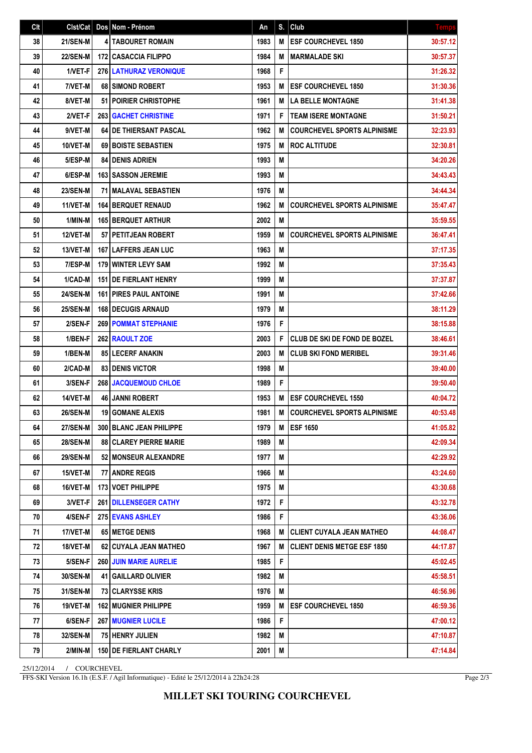| Clt | Clst/Cat | Dos | Nom - Prénom | An | S. | Club | Temps |
|---|---|---|---|---|---|---|---|
| 38 | 21/SEN-M | 4 | TABOURET ROMAIN | 1983 | M | ESF COURCHEVEL 1850 | 30:57.12 |
| 39 | 22/SEN-M | 172 | CASACCIA FILIPPO | 1984 | M | MARMALADE SKI | 30:57.37 |
| 40 | 1/VET-F | 276 | LATHURAZ VERONIQUE | 1968 | F | | 31:26.32 |
| 41 | 7/VET-M | 68 | SIMOND ROBERT | 1953 | M | ESF COURCHEVEL 1850 | 31:30.36 |
| 42 | 8/VET-M | 51 | POIRIER CHRISTOPHE | 1961 | M | LA BELLE MONTAGNE | 31:41.38 |
| 43 | 2/VET-F | 263 | GACHET CHRISTINE | 1971 | F | TEAM ISERE MONTAGNE | 31:50.21 |
| 44 | 9/VET-M | 64 | DE THIERSANT PASCAL | 1962 | M | COURCHEVEL SPORTS ALPINISME | 32:23.93 |
| 45 | 10/VET-M | 69 | BOISTE SEBASTIEN | 1975 | M | ROC ALTITUDE | 32:30.81 |
| 46 | 5/ESP-M | 84 | DENIS ADRIEN | 1993 | M | | 34:20.26 |
| 47 | 6/ESP-M | 163 | SASSON JEREMIE | 1993 | M | | 34:43.43 |
| 48 | 23/SEN-M | 71 | MALAVAL SEBASTIEN | 1976 | M | | 34:44.34 |
| 49 | 11/VET-M | 164 | BERQUET RENAUD | 1962 | M | COURCHEVEL SPORTS ALPINISME | 35:47.47 |
| 50 | 1/MIN-M | 165 | BERQUET ARTHUR | 2002 | M | | 35:59.55 |
| 51 | 12/VET-M | 57 | PETITJEAN ROBERT | 1959 | M | COURCHEVEL SPORTS ALPINISME | 36:47.41 |
| 52 | 13/VET-M | 167 | LAFFERS JEAN LUC | 1963 | M | | 37:17.35 |
| 53 | 7/ESP-M | 179 | WINTER LEVY SAM | 1992 | M | | 37:35.43 |
| 54 | 1/CAD-M | 151 | DE FIERLANT HENRY | 1999 | M | | 37:37.87 |
| 55 | 24/SEN-M | 161 | PIRES PAUL ANTOINE | 1991 | M | | 37:42.66 |
| 56 | 25/SEN-M | 168 | DECUGIS ARNAUD | 1979 | M | | 38:11.29 |
| 57 | 2/SEN-F | 269 | POMMAT STEPHANIE | 1976 | F | | 38:15.88 |
| 58 | 1/BEN-F | 262 | RAOULT ZOE | 2003 | F | CLUB DE SKI DE FOND DE BOZEL | 38:46.61 |
| 59 | 1/BEN-M | 85 | LECERF ANAKIN | 2003 | M | CLUB SKI FOND MERIBEL | 39:31.46 |
| 60 | 2/CAD-M | 83 | DENIS VICTOR | 1998 | M | | 39:40.00 |
| 61 | 3/SEN-F | 268 | JACQUEMOUD CHLOE | 1989 | F | | 39:50.40 |
| 62 | 14/VET-M | 46 | JANNI ROBERT | 1953 | M | ESF COURCHEVEL 1550 | 40:04.72 |
| 63 | 26/SEN-M | 19 | GOMANE ALEXIS | 1981 | M | COURCHEVEL SPORTS ALPINISME | 40:53.48 |
| 64 | 27/SEN-M | 300 | BLANC JEAN PHILIPPE | 1979 | M | ESF 1650 | 41:05.82 |
| 65 | 28/SEN-M | 88 | CLAREY PIERRE MARIE | 1989 | M | | 42:09.34 |
| 66 | 29/SEN-M | 52 | MONSEUR ALEXANDRE | 1977 | M | | 42:29.92 |
| 67 | 15/VET-M | 77 | ANDRE REGIS | 1966 | M | | 43:24.60 |
| 68 | 16/VET-M | 173 | VOET PHILIPPE | 1975 | M | | 43:30.68 |
| 69 | 3/VET-F | 261 | DILLENSEGER CATHY | 1972 | F | | 43:32.78 |
| 70 | 4/SEN-F | 275 | EVANS ASHLEY | 1986 | F | | 43:36.06 |
| 71 | 17/VET-M | 65 | METGE DENIS | 1968 | M | CLIENT CUYALA JEAN MATHEO | 44:08.47 |
| 72 | 18/VET-M | 62 | CUYALA JEAN MATHEO | 1967 | M | CLIENT DENIS METGE ESF 1850 | 44:17.87 |
| 73 | 5/SEN-F | 260 | JUIN MARIE AURELIE | 1985 | F | | 45:02.45 |
| 74 | 30/SEN-M | 41 | GAILLARD OLIVIER | 1982 | M | | 45:58.51 |
| 75 | 31/SEN-M | 73 | CLARYSSE KRIS | 1976 | M | | 46:56.96 |
| 76 | 19/VET-M | 162 | MUGNIER PHILIPPE | 1959 | M | ESF COURCHEVEL 1850 | 46:59.36 |
| 77 | 6/SEN-F | 267 | MUGNIER LUCILE | 1986 | F | | 47:00.12 |
| 78 | 32/SEN-M | 75 | HENRY JULIEN | 1982 | M | | 47:10.87 |
| 79 | 2/MIN-M | 150 | DE FIERLANT CHARLY | 2001 | M | | 47:14.84 |

25/12/2014 / COURCHEVEL

FFS-SKI Version 16.1h (E.S.F. / Agil Informatique) - Edité le 25/12/2014 à 22h24:28

**MILLET SKI TOURING COURCHEVEL**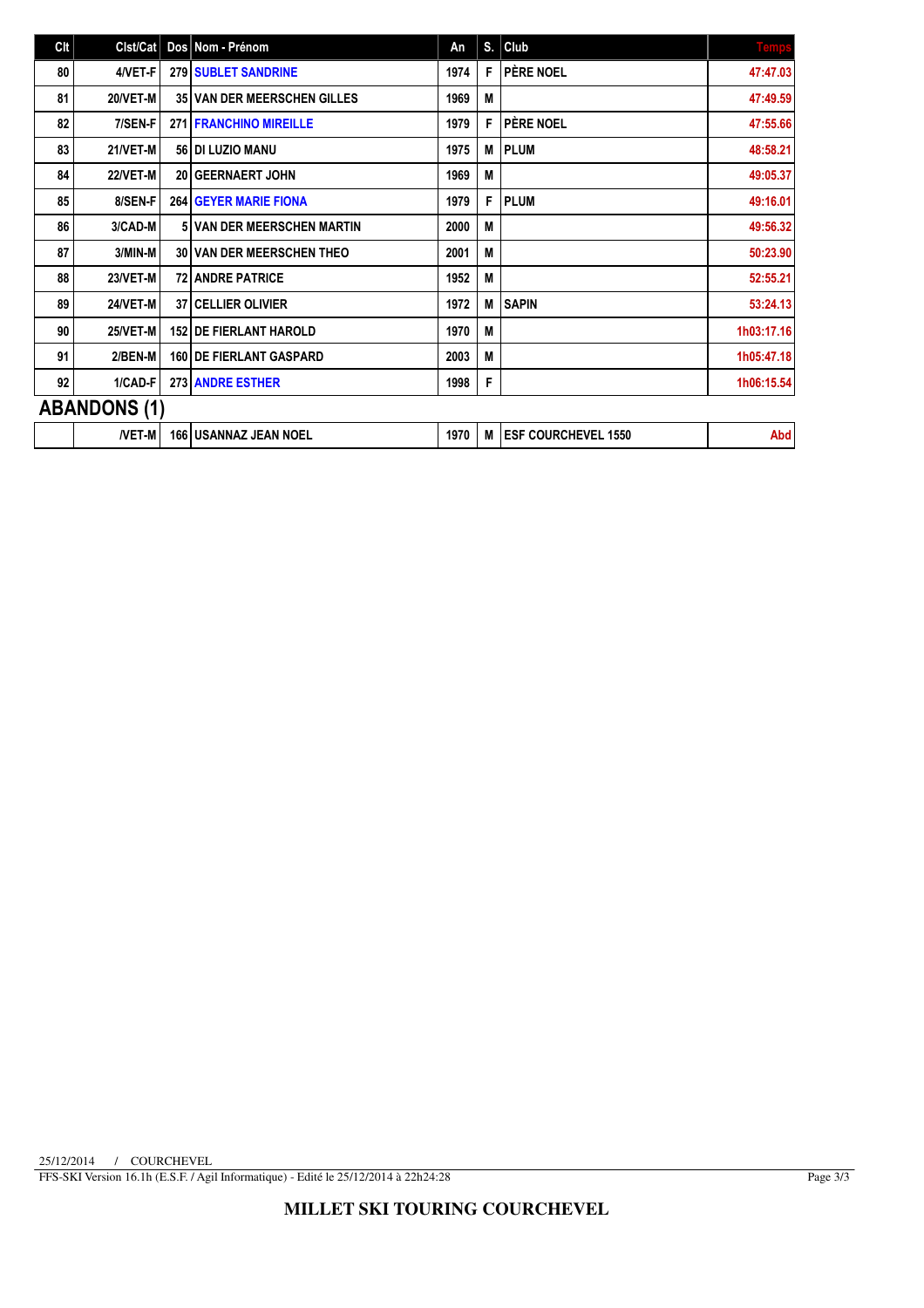| Clt | Clst/Cat | Dos | Nom - Prénom | An | S. | Club | Temps |
|---|---|---|---|---|---|---|---|
| 80 | 4/VET-F | 279 | SUBLET SANDRINE | 1974 | F | PÈRE NOEL | 47:47.03 |
| 81 | 20/VET-M | 35 | VAN DER MEERSCHEN GILLES | 1969 | M | | 47:49.59 |
| 82 | 7/SEN-F | 271 | FRANCHINO MIREILLE | 1979 | F | PÈRE NOEL | 47:55.66 |
| 83 | 21/VET-M | 56 | DI LUZIO MANU | 1975 | M | PLUM | 48:58.21 |
| 84 | 22/VET-M | 20 | GEERNAERT JOHN | 1969 | M | | 49:05.37 |
| 85 | 8/SEN-F | 264 | GEYER MARIE FIONA | 1979 | F | PLUM | 49:16.01 |
| 86 | 3/CAD-M | 5 | VAN DER MEERSCHEN MARTIN | 2000 | M | | 49:56.32 |
| 87 | 3/MIN-M | 30 | VAN DER MEERSCHEN THEO | 2001 | M | | 50:23.90 |
| 88 | 23/VET-M | 72 | ANDRE PATRICE | 1952 | M | | 52:55.21 |
| 89 | 24/VET-M | 37 | CELLIER OLIVIER | 1972 | M | SAPIN | 53:24.13 |
| 90 | 25/VET-M | 152 | DE FIERLANT HAROLD | 1970 | M | | 1h03:17.16 |
| 91 | 2/BEN-M | 160 | DE FIERLANT GASPARD | 2003 | M | | 1h05:47.18 |
| 92 | 1/CAD-F | 273 | ANDRE ESTHER | 1998 | F | | 1h06:15.54 |

## ABANDONS (1)

| Clt | Clst/Cat | Dos | Nom - Prénom | An | S. | Club | Temps |
|---|---|---|---|---|---|---|---|
| | /VET-M | 166 | USANNAZ JEAN NOEL | 1970 | M | ESF COURCHEVEL 1550 | Abd |

25/12/2014 / COURCHEVEL

FFS-SKI Version 16.1h (E.S.F. / Agil Informatique) - Edité le 25/12/2014 à 22h24:28

**MILLET SKI TOURING COURCHEVEL**